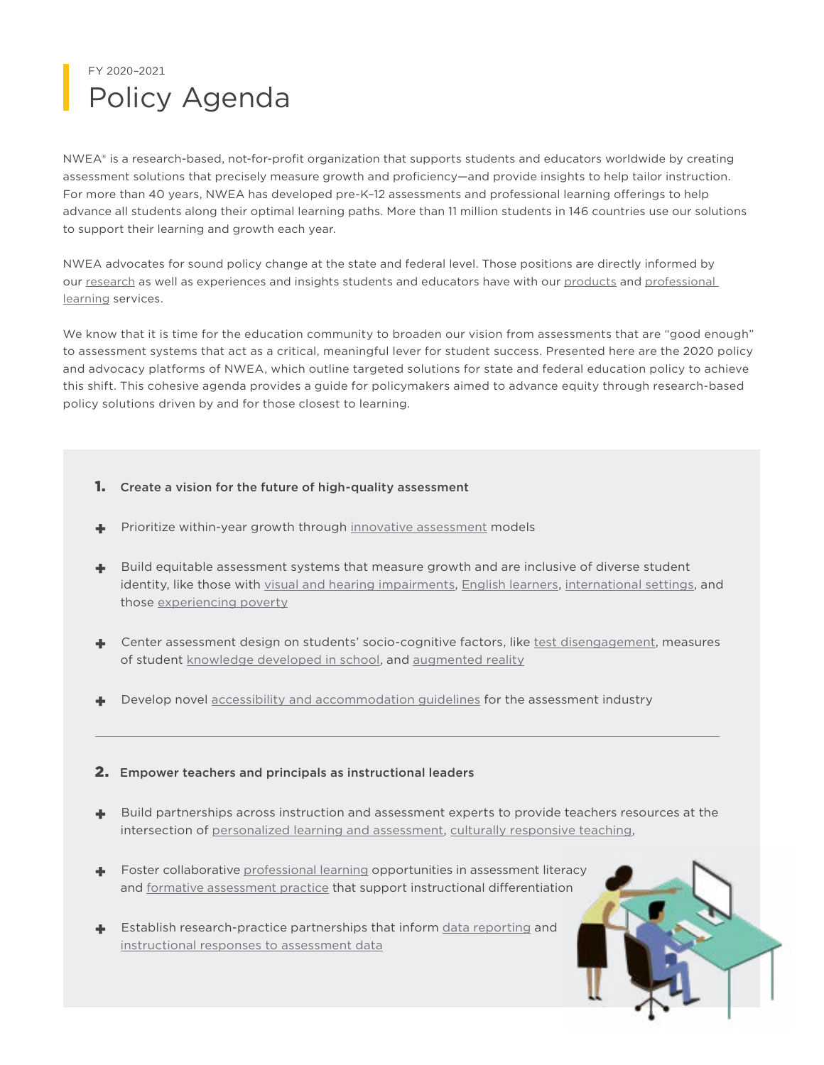FY 2020–2021

# Policy Agenda

NWEA® is a research-based, not-for-profit organization that supports students and educators worldwide by creating assessment solutions that precisely measure growth and proficiency—and provide insights to help tailor instruction. For more than 40 years, NWEA has developed pre-K–12 assessments and professional learning offerings to help advance all students along their optimal learning paths. More than 11 million students in 146 countries use our solutions to support their learning and growth each year.

NWEA advocates for sound policy change at the state and federal level. Those positions are directly informed by our research as well as experiences and insights students and educators have with our products and professional learning services.

We know that it is time for the education community to broaden our vision from assessments that are "good enough" to assessment systems that act as a critical, meaningful lever for student success. Presented here are the 2020 policy and advocacy platforms of NWEA, which outline targeted solutions for state and federal education policy to achieve this shift. This cohesive agenda provides a guide for policymakers aimed to advance equity through research-based policy solutions driven by and for those closest to learning.

**1. Create a vision for the future of high-quality assessment**

- Prioritize within-year growth through innovative assessment models
- Build equitable assessment systems that measure growth and are inclusive of diverse student identity, like those with visual and hearing impairments, English learners, international settings, and those experiencing poverty
- Center assessment design on students' socio-cognitive factors, like test disengagement, measures of student knowledge developed in school, and augmented reality
- Develop novel accessibility and accommodation guidelines for the assessment industry

---

**2. Empower teachers and principals as instructional leaders**

- Build partnerships across instruction and assessment experts to provide teachers resources at the intersection of personalized learning and assessment, culturally responsive teaching,
- Foster collaborative professional learning opportunities in assessment literacy and formative assessment practice that support instructional differentiation
- Establish research-practice partnerships that inform data reporting and instructional responses to assessment data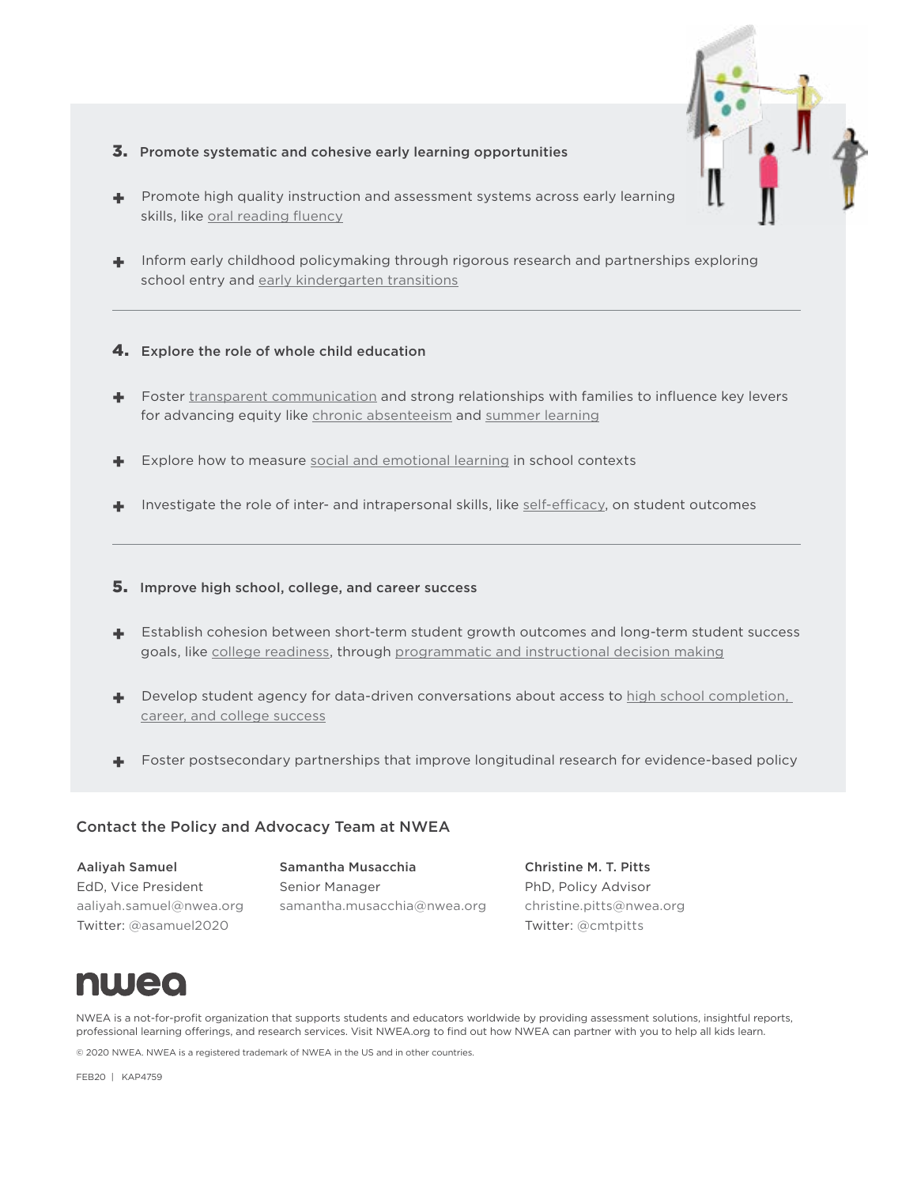### 3. Promote systematic and cohesive early learning opportunities

- Promote high quality instruction and assessment systems across early learning skills, like oral reading fluency
- Inform early childhood policymaking through rigorous research and partnerships exploring school entry and early kindergarten transitions

---

### 4. Explore the role of whole child education

- Foster transparent communication and strong relationships with families to influence key levers for advancing equity like chronic absenteeism and summer learning
- Explore how to measure social and emotional learning in school contexts
- Investigate the role of inter- and intrapersonal skills, like self-efficacy, on student outcomes

---

### 5. Improve high school, college, and career success

- Establish cohesion between short-term student growth outcomes and long-term student success goals, like college readiness, through programmatic and instructional decision making
- Develop student agency for data-driven conversations about access to high school completion, career, and college success
- Foster postsecondary partnerships that improve longitudinal research for evidence-based policy

## Contact the Policy and Advocacy Team at NWEA

**Aaliyah Samuel**
EdD, Vice President
aaliyah.samuel@nwea.org
Twitter: @asamuel2020

**Samantha Musacchia**
Senior Manager
samantha.musacchia@nwea.org

**Christine M. T. Pitts**
PhD, Policy Advisor
christine.pitts@nwea.org
Twitter: @cmtpitts

nwea

NWEA is a not-for-profit organization that supports students and educators worldwide by providing assessment solutions, insightful reports, professional learning offerings, and research services. Visit NWEA.org to find out how NWEA can partner with you to help all kids learn.

© 2020 NWEA. NWEA is a registered trademark of NWEA in the US and in other countries.

FEB20 | KAP4759